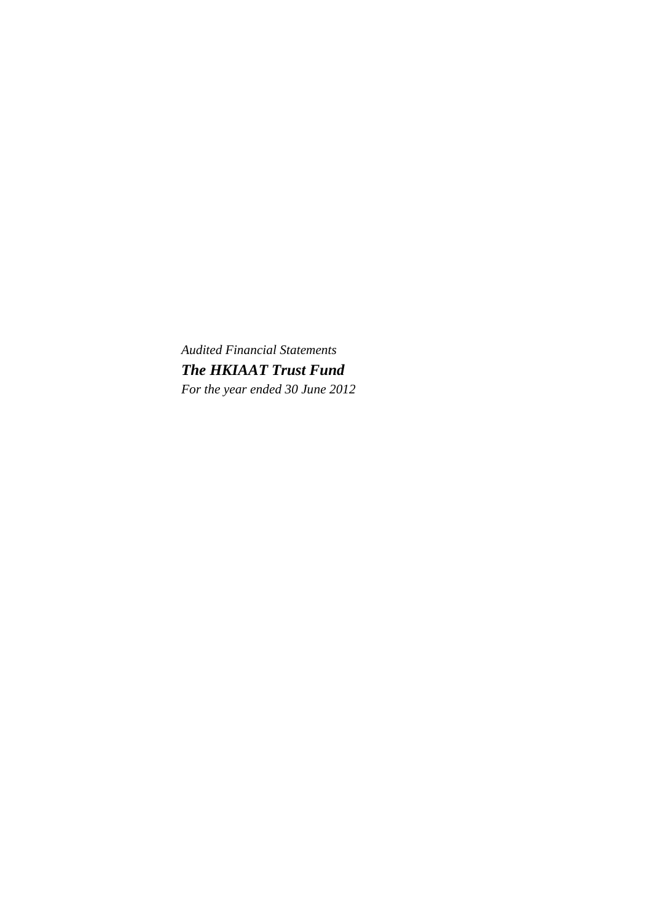*Audited Financial Statements*

***The HKIAAT Trust Fund***

*For the year ended 30 June 2012*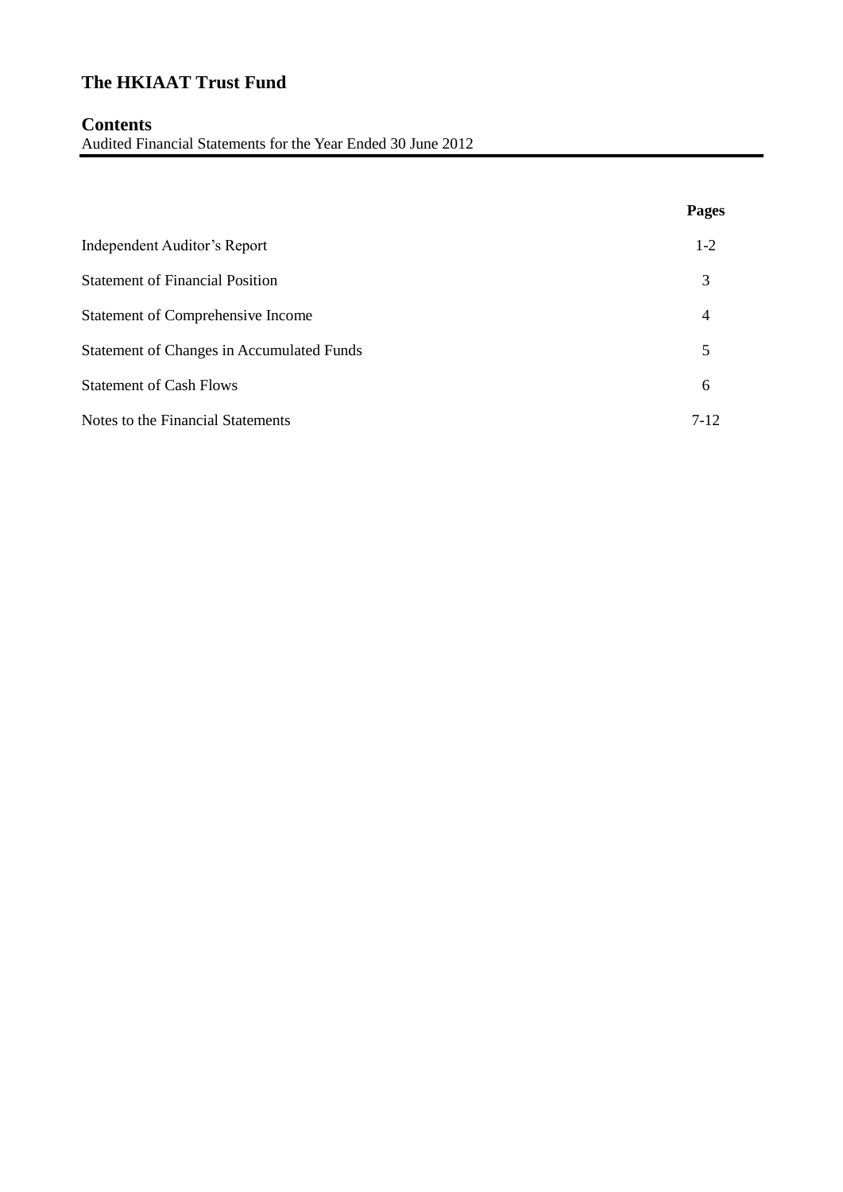# The HKIAAT Trust Fund

## Contents

Audited Financial Statements for the Year Ended 30 June 2012

| | Pages |
|---|---|
| Independent Auditor's Report | 1-2 |
| Statement of Financial Position | 3 |
| Statement of Comprehensive Income | 4 |
| Statement of Changes in Accumulated Funds | 5 |
| Statement of Cash Flows | 6 |
| Notes to the Financial Statements | 7-12 |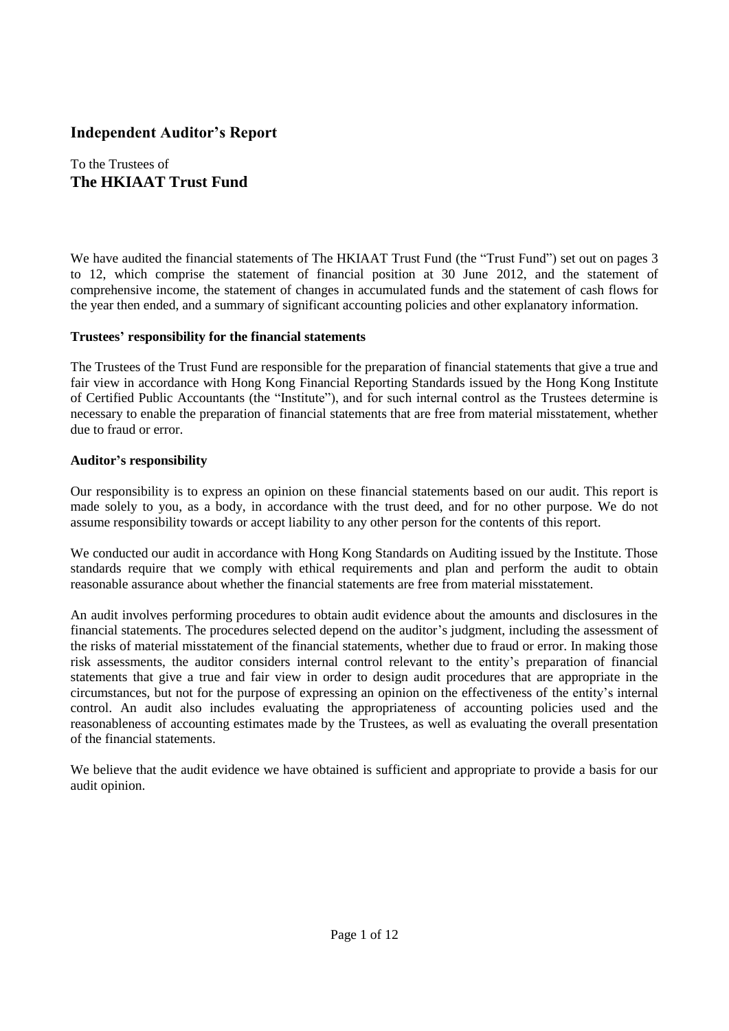## Independent Auditor's Report

To the Trustees of
**The HKIAAT Trust Fund**

We have audited the financial statements of The HKIAAT Trust Fund (the "Trust Fund") set out on pages 3 to 12, which comprise the statement of financial position at 30 June 2012, and the statement of comprehensive income, the statement of changes in accumulated funds and the statement of cash flows for the year then ended, and a summary of significant accounting policies and other explanatory information.

**Trustees' responsibility for the financial statements**

The Trustees of the Trust Fund are responsible for the preparation of financial statements that give a true and fair view in accordance with Hong Kong Financial Reporting Standards issued by the Hong Kong Institute of Certified Public Accountants (the "Institute"), and for such internal control as the Trustees determine is necessary to enable the preparation of financial statements that are free from material misstatement, whether due to fraud or error.

**Auditor's responsibility**

Our responsibility is to express an opinion on these financial statements based on our audit. This report is made solely to you, as a body, in accordance with the trust deed, and for no other purpose. We do not assume responsibility towards or accept liability to any other person for the contents of this report.

We conducted our audit in accordance with Hong Kong Standards on Auditing issued by the Institute. Those standards require that we comply with ethical requirements and plan and perform the audit to obtain reasonable assurance about whether the financial statements are free from material misstatement.

An audit involves performing procedures to obtain audit evidence about the amounts and disclosures in the financial statements. The procedures selected depend on the auditor's judgment, including the assessment of the risks of material misstatement of the financial statements, whether due to fraud or error. In making those risk assessments, the auditor considers internal control relevant to the entity's preparation of financial statements that give a true and fair view in order to design audit procedures that are appropriate in the circumstances, but not for the purpose of expressing an opinion on the effectiveness of the entity's internal control. An audit also includes evaluating the appropriateness of accounting policies used and the reasonableness of accounting estimates made by the Trustees, as well as evaluating the overall presentation of the financial statements.

We believe that the audit evidence we have obtained is sufficient and appropriate to provide a basis for our audit opinion.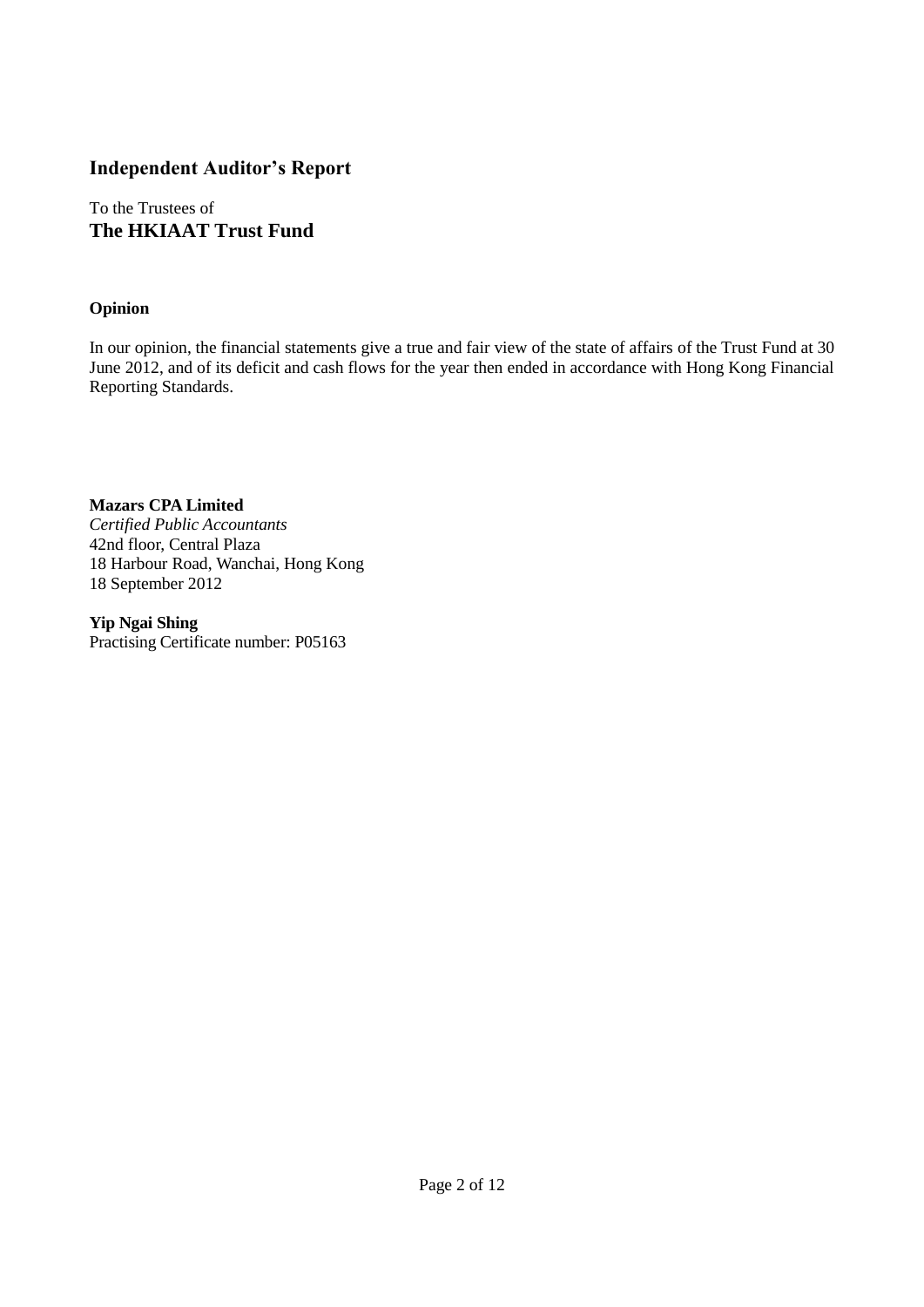## Independent Auditor's Report

To the Trustees of
**The HKIAAT Trust Fund**

**Opinion**

In our opinion, the financial statements give a true and fair view of the state of affairs of the Trust Fund at 30 June 2012, and of its deficit and cash flows for the year then ended in accordance with Hong Kong Financial Reporting Standards.

**Mazars CPA Limited**
*Certified Public Accountants*
42nd floor, Central Plaza
18 Harbour Road, Wanchai, Hong Kong
18 September 2012

**Yip Ngai Shing**
Practising Certificate number: P05163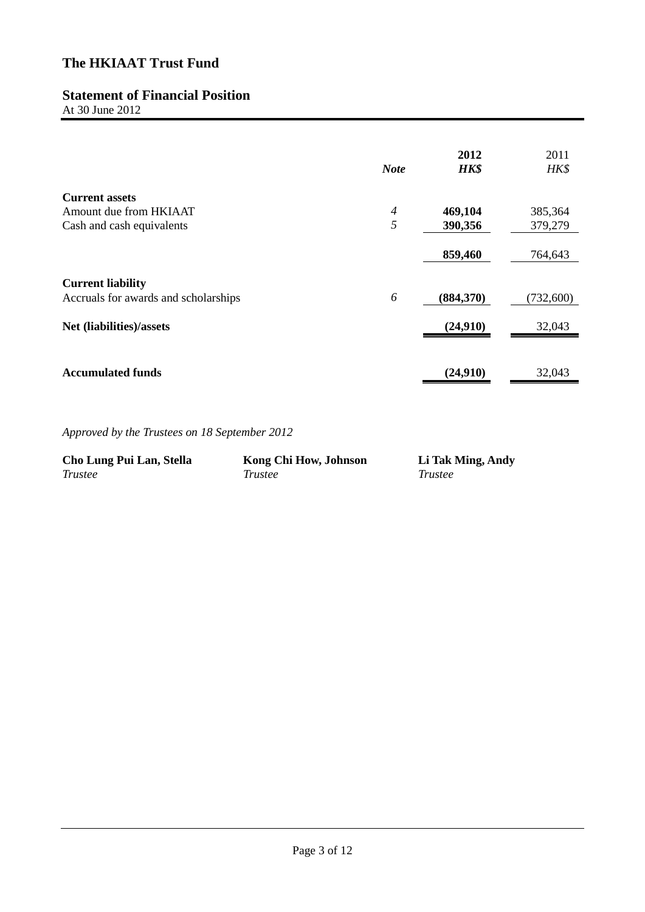# The HKIAAT Trust Fund

## Statement of Financial Position

At 30 June 2012

| | *Note* | **2012** **HK$** | 2011 HK$ |
|---|---|---|---|
| **Current assets** | | | |
| Amount due from HKIAAT | *4* | **469,104** | 385,364 |
| Cash and cash equivalents | *5* | **390,356** | 379,279 |
| | | **859,460** | 764,643 |
| **Current liability** | | | |
| Accruals for awards and scholarships | *6* | **(884,370)** | (732,600) |
| **Net (liabilities)/assets** | | **(24,910)** | 32,043 |
| **Accumulated funds** | | **(24,910)** | 32,043 |

*Approved by the Trustees on 18 September 2012*

| **Cho Lung Pui Lan, Stella** | **Kong Chi How, Johnson** | **Li Tak Ming, Andy** |
|---|---|---|
| *Trustee* | *Trustee* | *Trustee* |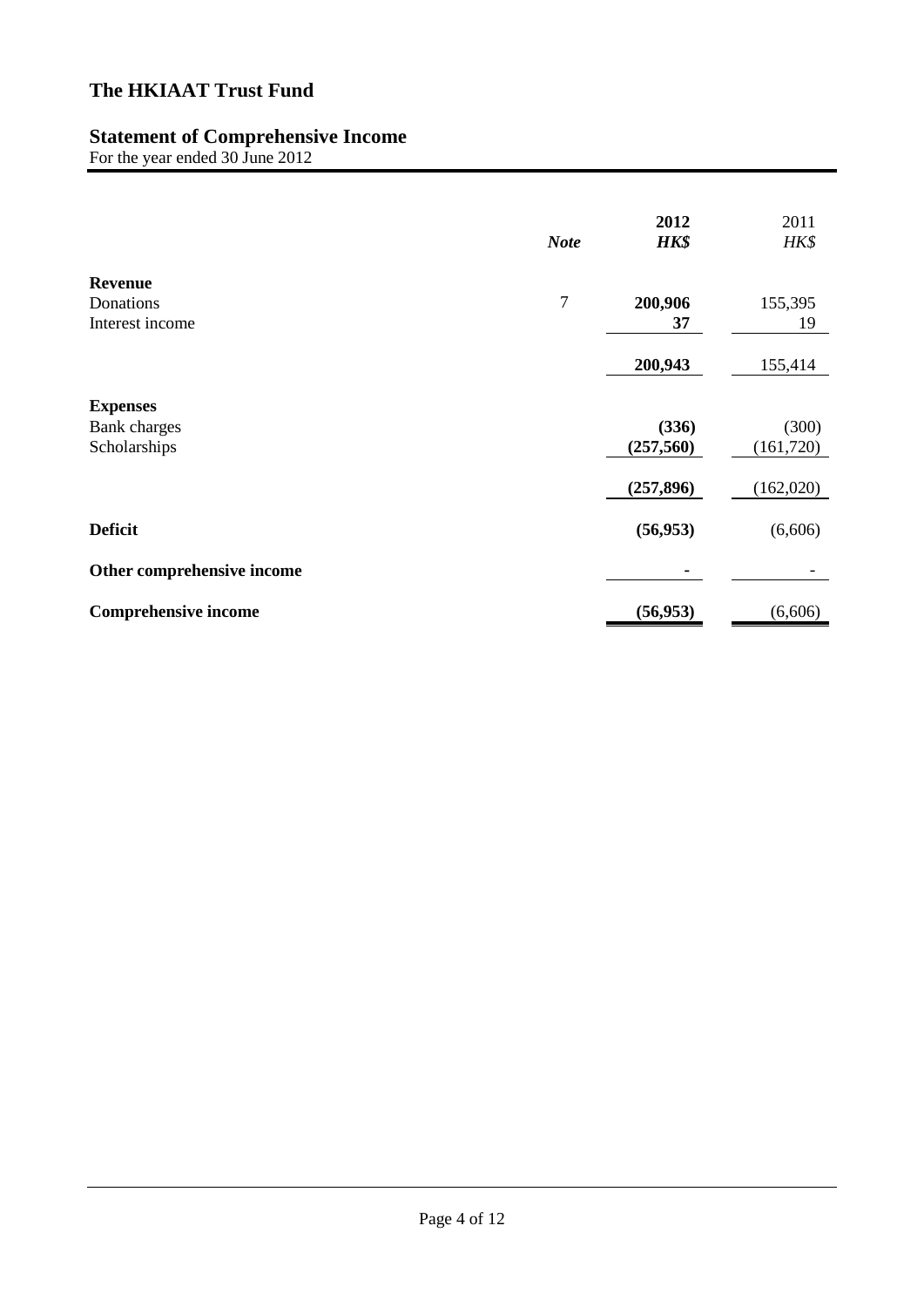# The HKIAAT Trust Fund

## Statement of Comprehensive Income

For the year ended 30 June 2012

| | *Note* | **2012** | 2011 |
|---|---|---|---|
| | | ***HK$*** | *HK$* |
| **Revenue** | | | |
| Donations | 7 | **200,906** | 155,395 |
| Interest income | | **37** | 19 |
| | | **200,943** | 155,414 |
| **Expenses** | | | |
| Bank charges | | **(336)** | (300) |
| Scholarships | | **(257,560)** | (161,720) |
| | | **(257,896)** | (162,020) |
| **Deficit** | | **(56,953)** | (6,606) |
| **Other comprehensive income** | | **-** | - |
| **Comprehensive income** | | **(56,953)** | (6,606) |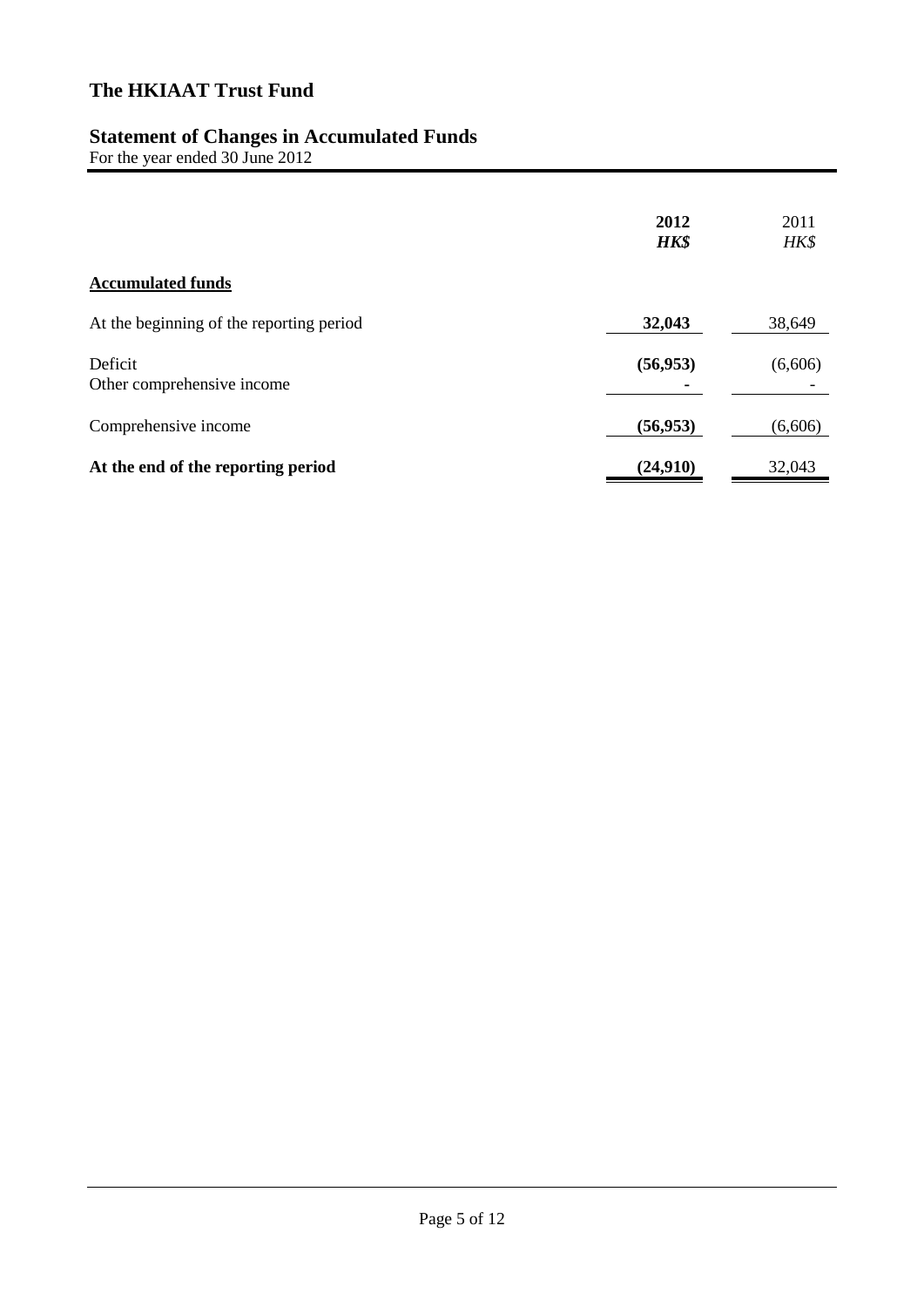# The HKIAAT Trust Fund

## Statement of Changes in Accumulated Funds

For the year ended 30 June 2012

| | **2012** | 2011 |
|---|---|---|
| | ***HK$*** | *HK$* |
| **Accumulated funds** | | |
| At the beginning of the reporting period | **32,043** | 38,649 |
| Deficit | **(56,953)** | (6,606) |
| Other comprehensive income | **-** | - |
| Comprehensive income | **(56,953)** | (6,606) |
| **At the end of the reporting period** | **(24,910)** | 32,043 |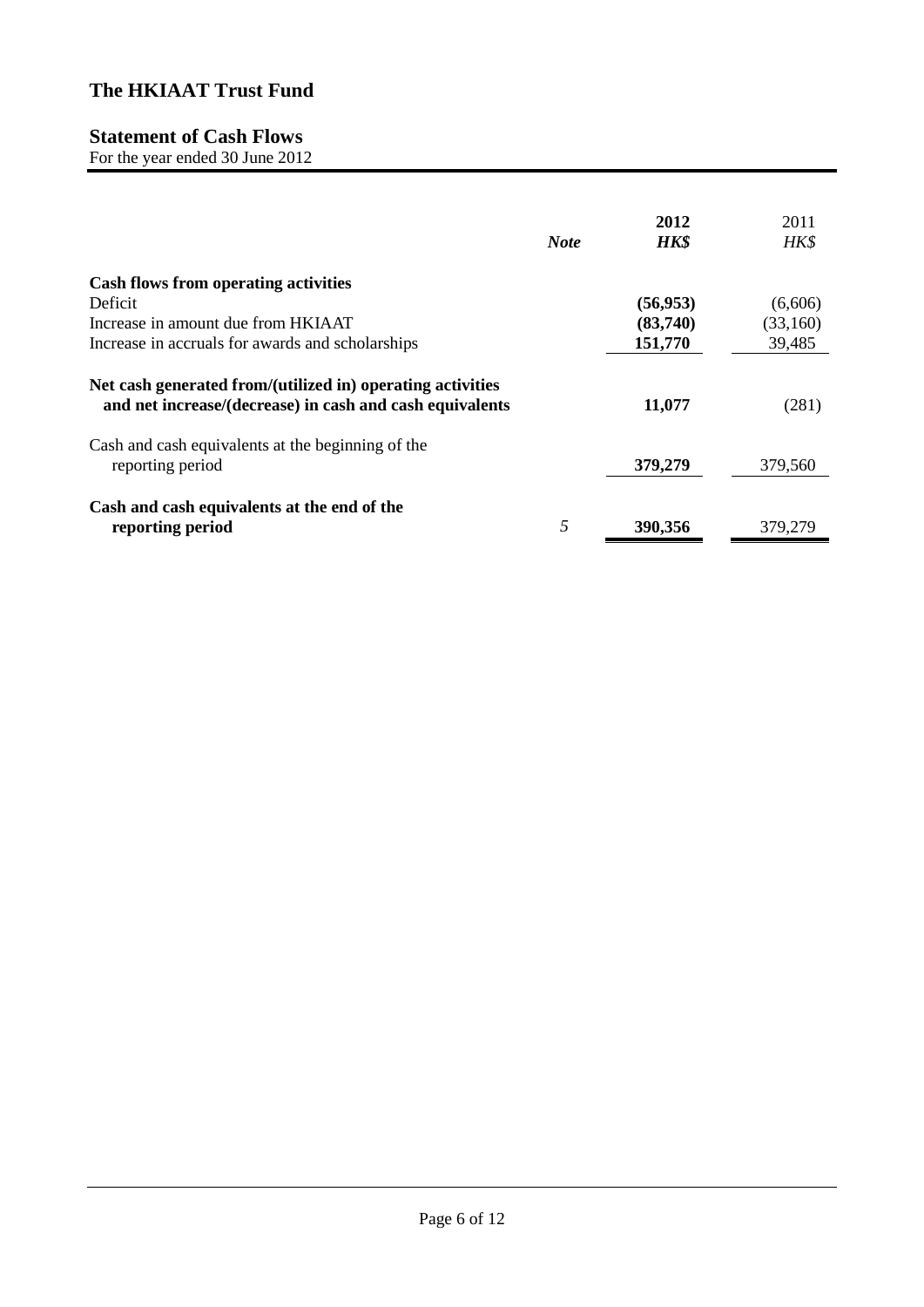# The HKIAAT Trust Fund

## Statement of Cash Flows

For the year ended 30 June 2012

| | *Note* | **2012** | 2011 |
|---|---|---|---|
| | | ***HK$*** | *HK$* |
| **Cash flows from operating activities** | | | |
| Deficit | | **(56,953)** | (6,606) |
| Increase in amount due from HKIAAT | | **(83,740)** | (33,160) |
| Increase in accruals for awards and scholarships | | **151,770** | 39,485 |
| **Net cash generated from/(utilized in) operating activities and net increase/(decrease) in cash and cash equivalents** | | **11,077** | (281) |
| Cash and cash equivalents at the beginning of the reporting period | | **379,279** | 379,560 |
| **Cash and cash equivalents at the end of the reporting period** | *5* | **390,356** | 379,279 |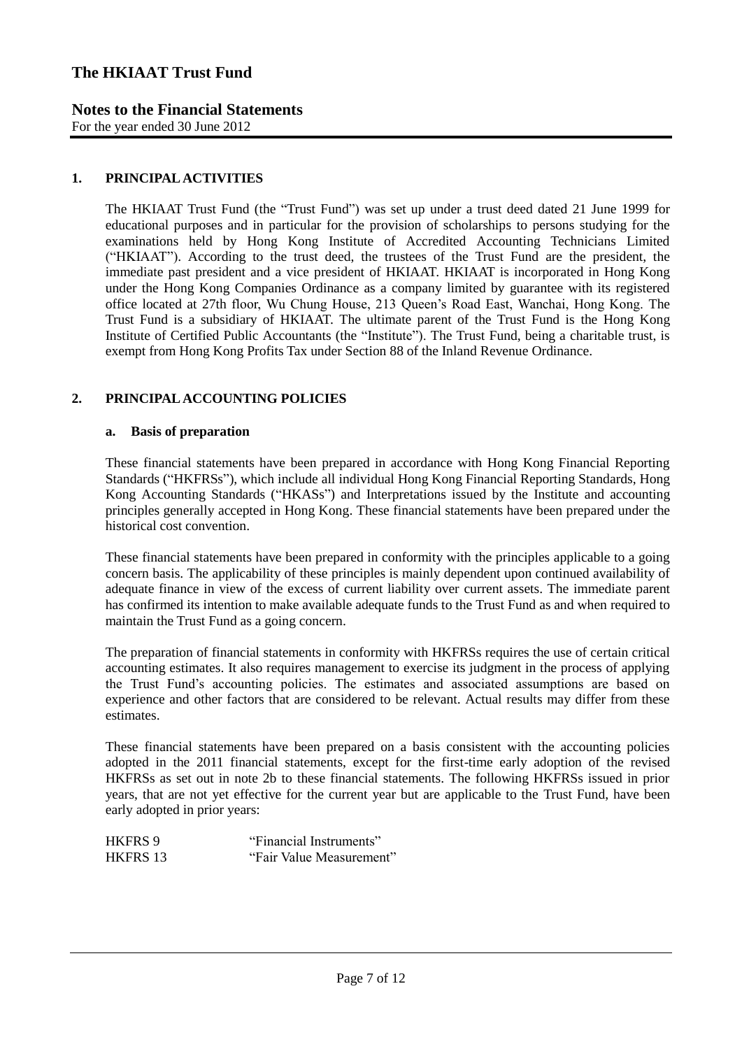# The HKIAAT Trust Fund

## Notes to the Financial Statements

For the year ended 30 June 2012

### 1. PRINCIPAL ACTIVITIES

The HKIAAT Trust Fund (the "Trust Fund") was set up under a trust deed dated 21 June 1999 for educational purposes and in particular for the provision of scholarships to persons studying for the examinations held by Hong Kong Institute of Accredited Accounting Technicians Limited ("HKIAAT"). According to the trust deed, the trustees of the Trust Fund are the president, the immediate past president and a vice president of HKIAAT. HKIAAT is incorporated in Hong Kong under the Hong Kong Companies Ordinance as a company limited by guarantee with its registered office located at 27th floor, Wu Chung House, 213 Queen's Road East, Wanchai, Hong Kong. The Trust Fund is a subsidiary of HKIAAT. The ultimate parent of the Trust Fund is the Hong Kong Institute of Certified Public Accountants (the "Institute"). The Trust Fund, being a charitable trust, is exempt from Hong Kong Profits Tax under Section 88 of the Inland Revenue Ordinance.

### 2. PRINCIPAL ACCOUNTING POLICIES

#### a. Basis of preparation

These financial statements have been prepared in accordance with Hong Kong Financial Reporting Standards ("HKFRSs"), which include all individual Hong Kong Financial Reporting Standards, Hong Kong Accounting Standards ("HKASs") and Interpretations issued by the Institute and accounting principles generally accepted in Hong Kong. These financial statements have been prepared under the historical cost convention.

These financial statements have been prepared in conformity with the principles applicable to a going concern basis. The applicability of these principles is mainly dependent upon continued availability of adequate finance in view of the excess of current liability over current assets. The immediate parent has confirmed its intention to make available adequate funds to the Trust Fund as and when required to maintain the Trust Fund as a going concern.

The preparation of financial statements in conformity with HKFRSs requires the use of certain critical accounting estimates. It also requires management to exercise its judgment in the process of applying the Trust Fund's accounting policies. The estimates and associated assumptions are based on experience and other factors that are considered to be relevant. Actual results may differ from these estimates.

These financial statements have been prepared on a basis consistent with the accounting policies adopted in the 2011 financial statements, except for the first-time early adoption of the revised HKFRSs as set out in note 2b to these financial statements. The following HKFRSs issued in prior years, that are not yet effective for the current year but are applicable to the Trust Fund, have been early adopted in prior years:

| | |
|---|---|
| HKFRS 9 | "Financial Instruments" |
| HKFRS 13 | "Fair Value Measurement" |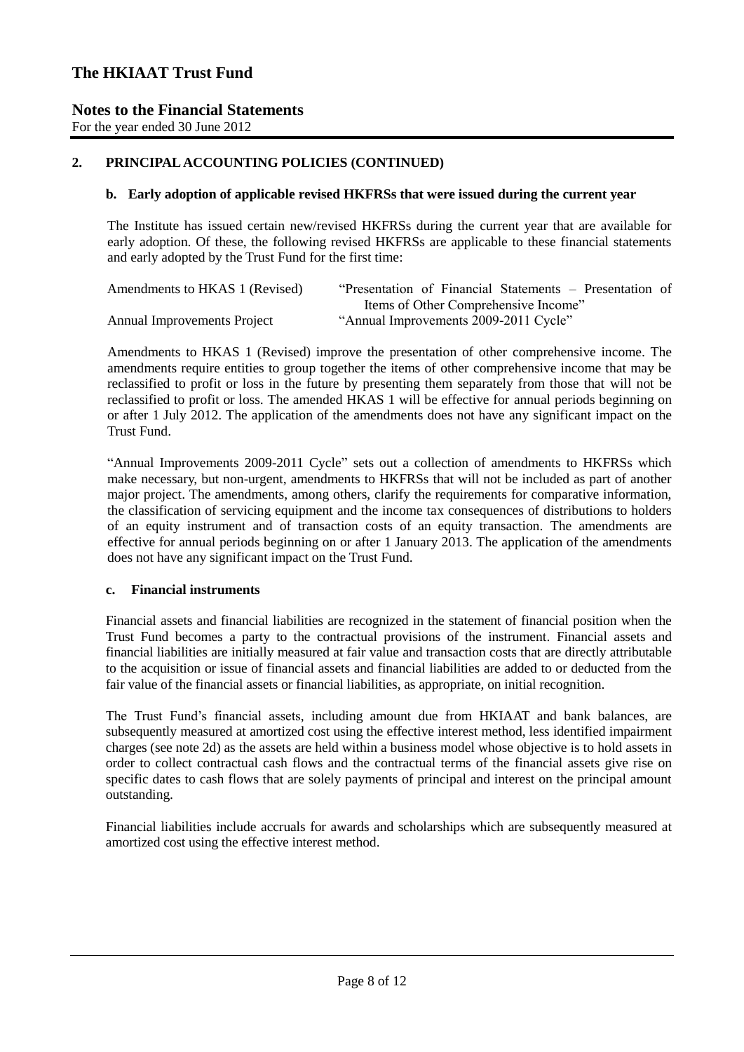## 2. PRINCIPAL ACCOUNTING POLICIES (CONTINUED)

### b. Early adoption of applicable revised HKFRSs that were issued during the current year

The Institute has issued certain new/revised HKFRSs during the current year that are available for early adoption. Of these, the following revised HKFRSs are applicable to these financial statements and early adopted by the Trust Fund for the first time:

| | |
|---|---|
| Amendments to HKAS 1 (Revised) | "Presentation of Financial Statements – Presentation of Items of Other Comprehensive Income" |
| Annual Improvements Project | "Annual Improvements 2009-2011 Cycle" |

Amendments to HKAS 1 (Revised) improve the presentation of other comprehensive income. The amendments require entities to group together the items of other comprehensive income that may be reclassified to profit or loss in the future by presenting them separately from those that will not be reclassified to profit or loss. The amended HKAS 1 will be effective for annual periods beginning on or after 1 July 2012. The application of the amendments does not have any significant impact on the Trust Fund.

"Annual Improvements 2009-2011 Cycle" sets out a collection of amendments to HKFRSs which make necessary, but non-urgent, amendments to HKFRSs that will not be included as part of another major project. The amendments, among others, clarify the requirements for comparative information, the classification of servicing equipment and the income tax consequences of distributions to holders of an equity instrument and of transaction costs of an equity transaction. The amendments are effective for annual periods beginning on or after 1 January 2013. The application of the amendments does not have any significant impact on the Trust Fund.

### c. Financial instruments

Financial assets and financial liabilities are recognized in the statement of financial position when the Trust Fund becomes a party to the contractual provisions of the instrument. Financial assets and financial liabilities are initially measured at fair value and transaction costs that are directly attributable to the acquisition or issue of financial assets and financial liabilities are added to or deducted from the fair value of the financial assets or financial liabilities, as appropriate, on initial recognition.

The Trust Fund's financial assets, including amount due from HKIAAT and bank balances, are subsequently measured at amortized cost using the effective interest method, less identified impairment charges (see note 2d) as the assets are held within a business model whose objective is to hold assets in order to collect contractual cash flows and the contractual terms of the financial assets give rise on specific dates to cash flows that are solely payments of principal and interest on the principal amount outstanding.

Financial liabilities include accruals for awards and scholarships which are subsequently measured at amortized cost using the effective interest method.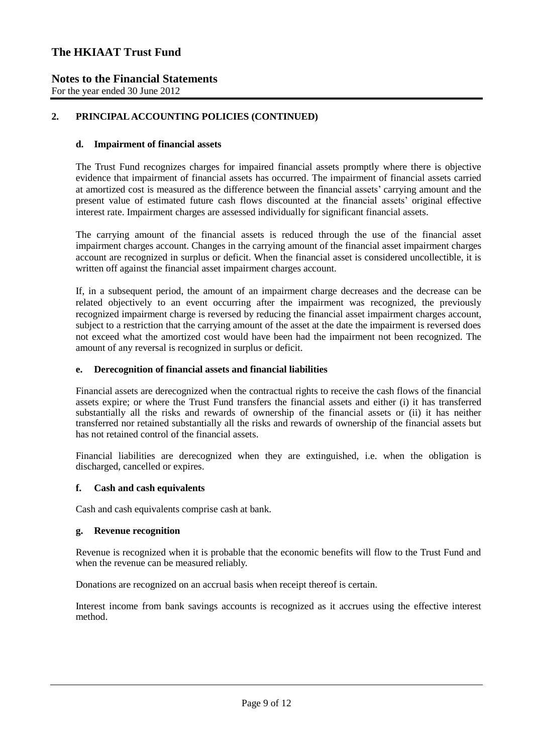## 2. PRINCIPAL ACCOUNTING POLICIES (CONTINUED)

### d. Impairment of financial assets

The Trust Fund recognizes charges for impaired financial assets promptly where there is objective evidence that impairment of financial assets has occurred. The impairment of financial assets carried at amortized cost is measured as the difference between the financial assets' carrying amount and the present value of estimated future cash flows discounted at the financial assets' original effective interest rate. Impairment charges are assessed individually for significant financial assets.

The carrying amount of the financial assets is reduced through the use of the financial asset impairment charges account. Changes in the carrying amount of the financial asset impairment charges account are recognized in surplus or deficit. When the financial asset is considered uncollectible, it is written off against the financial asset impairment charges account.

If, in a subsequent period, the amount of an impairment charge decreases and the decrease can be related objectively to an event occurring after the impairment was recognized, the previously recognized impairment charge is reversed by reducing the financial asset impairment charges account, subject to a restriction that the carrying amount of the asset at the date the impairment is reversed does not exceed what the amortized cost would have been had the impairment not been recognized. The amount of any reversal is recognized in surplus or deficit.

### e. Derecognition of financial assets and financial liabilities

Financial assets are derecognized when the contractual rights to receive the cash flows of the financial assets expire; or where the Trust Fund transfers the financial assets and either (i) it has transferred substantially all the risks and rewards of ownership of the financial assets or (ii) it has neither transferred nor retained substantially all the risks and rewards of ownership of the financial assets but has not retained control of the financial assets.

Financial liabilities are derecognized when they are extinguished, i.e. when the obligation is discharged, cancelled or expires.

### f. Cash and cash equivalents

Cash and cash equivalents comprise cash at bank.

### g. Revenue recognition

Revenue is recognized when it is probable that the economic benefits will flow to the Trust Fund and when the revenue can be measured reliably.

Donations are recognized on an accrual basis when receipt thereof is certain.

Interest income from bank savings accounts is recognized as it accrues using the effective interest method.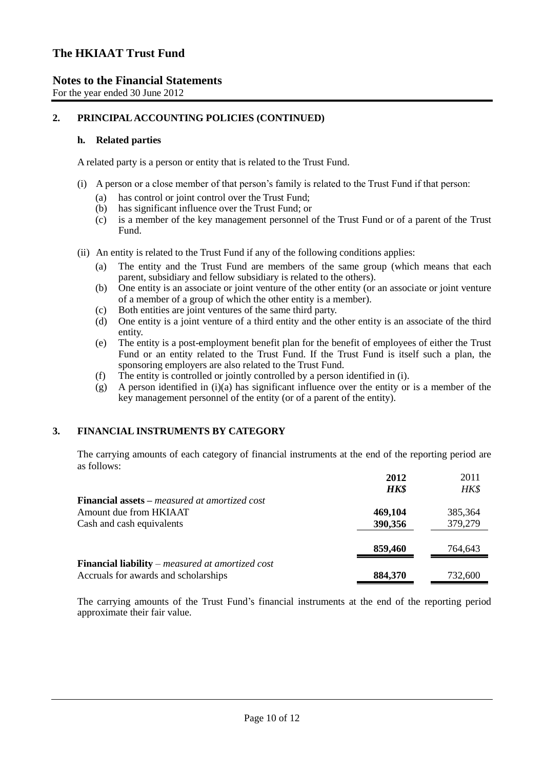## 2. PRINCIPAL ACCOUNTING POLICIES (CONTINUED)

### h. Related parties

A related party is a person or entity that is related to the Trust Fund.

(i) A person or a close member of that person's family is related to the Trust Fund if that person:

   (a) has control or joint control over the Trust Fund;
   (b) has significant influence over the Trust Fund; or
   (c) is a member of the key management personnel of the Trust Fund or of a parent of the Trust Fund.

(ii) An entity is related to the Trust Fund if any of the following conditions applies:

   (a) The entity and the Trust Fund are members of the same group (which means that each parent, subsidiary and fellow subsidiary is related to the others).
   (b) One entity is an associate or joint venture of the other entity (or an associate or joint venture of a member of a group of which the other entity is a member).
   (c) Both entities are joint ventures of the same third party.
   (d) One entity is a joint venture of a third entity and the other entity is an associate of the third entity.
   (e) The entity is a post-employment benefit plan for the benefit of employees of either the Trust Fund or an entity related to the Trust Fund. If the Trust Fund is itself such a plan, the sponsoring employers are also related to the Trust Fund.
   (f) The entity is controlled or jointly controlled by a person identified in (i).
   (g) A person identified in (i)(a) has significant influence over the entity or is a member of the key management personnel of the entity (or of a parent of the entity).

## 3. FINANCIAL INSTRUMENTS BY CATEGORY

The carrying amounts of each category of financial instruments at the end of the reporting period are as follows:

| | **2012** | 2011 |
|---|---|---|
| | ***HK$*** | *HK$* |
| **Financial assets** – *measured at amortized cost* | | |
| Amount due from HKIAAT | **469,104** | 385,364 |
| Cash and cash equivalents | **390,356** | 379,279 |
| | **859,460** | 764,643 |
| **Financial liability** – *measured at amortized cost* | | |
| Accruals for awards and scholarships | **884,370** | 732,600 |

The carrying amounts of the Trust Fund's financial instruments at the end of the reporting period approximate their fair value.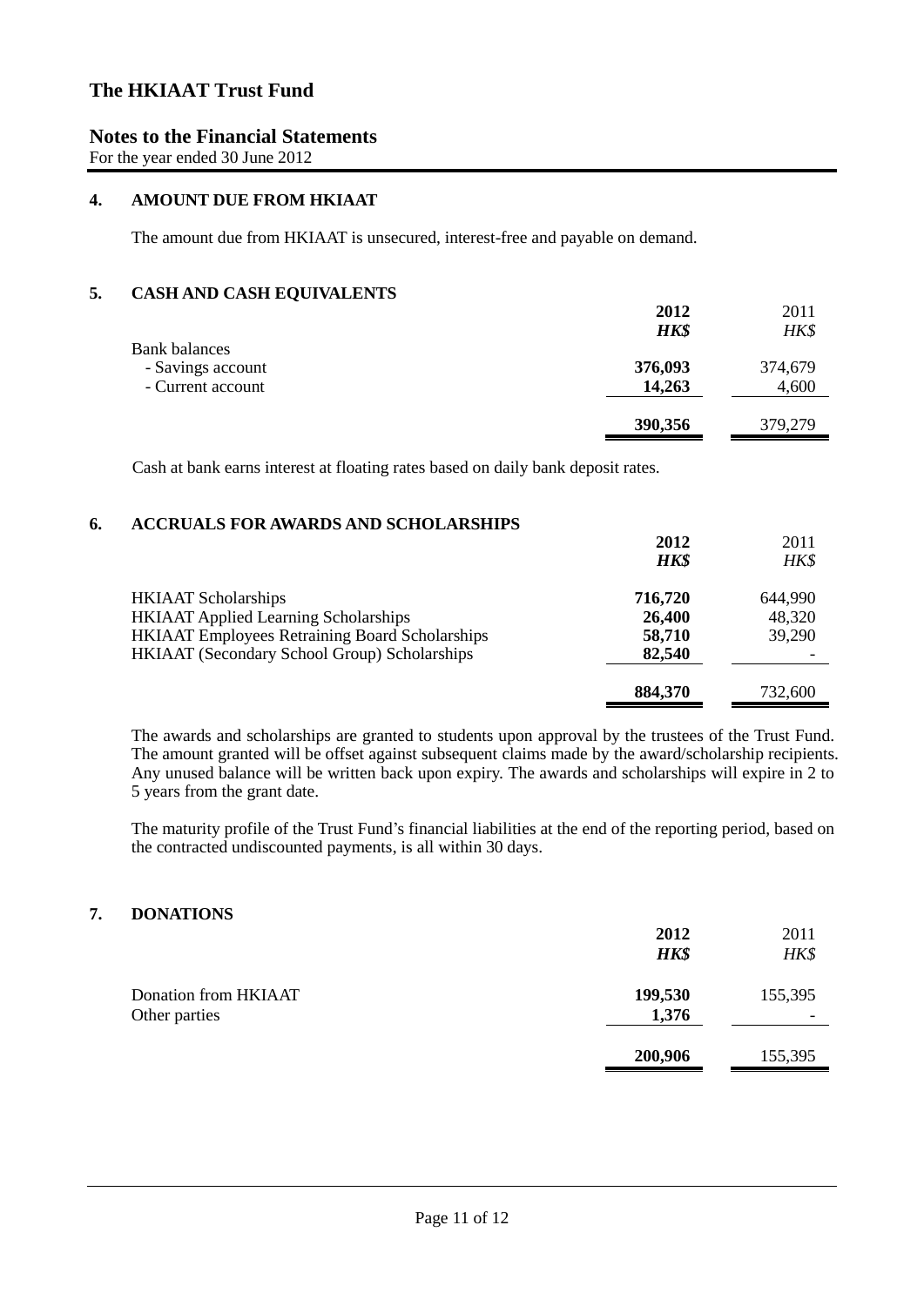# The HKIAAT Trust Fund

## Notes to the Financial Statements

For the year ended 30 June 2012

### 4. AMOUNT DUE FROM HKIAAT

The amount due from HKIAAT is unsecured, interest-free and payable on demand.

### 5. CASH AND CASH EQUIVALENTS

| | **2012** | 2011 |
|---|---|---|
| | ***HK$*** | *HK$* |
| Bank balances | | |
| - Savings account | **376,093** | 374,679 |
| - Current account | **14,263** | 4,600 |
| | **390,356** | 379,279 |

Cash at bank earns interest at floating rates based on daily bank deposit rates.

### 6. ACCRUALS FOR AWARDS AND SCHOLARSHIPS

| | **2012** | 2011 |
|---|---|---|
| | ***HK$*** | *HK$* |
| HKIAAT Scholarships | **716,720** | 644,990 |
| HKIAAT Applied Learning Scholarships | **26,400** | 48,320 |
| HKIAAT Employees Retraining Board Scholarships | **58,710** | 39,290 |
| HKIAAT (Secondary School Group) Scholarships | **82,540** | - |
| | **884,370** | 732,600 |

The awards and scholarships are granted to students upon approval by the trustees of the Trust Fund. The amount granted will be offset against subsequent claims made by the award/scholarship recipients. Any unused balance will be written back upon expiry. The awards and scholarships will expire in 2 to 5 years from the grant date.

The maturity profile of the Trust Fund's financial liabilities at the end of the reporting period, based on the contracted undiscounted payments, is all within 30 days.

### 7. DONATIONS

| | **2012** | 2011 |
|---|---|---|
| | ***HK$*** | *HK$* |
| Donation from HKIAAT | **199,530** | 155,395 |
| Other parties | **1,376** | - |
| | **200,906** | 155,395 |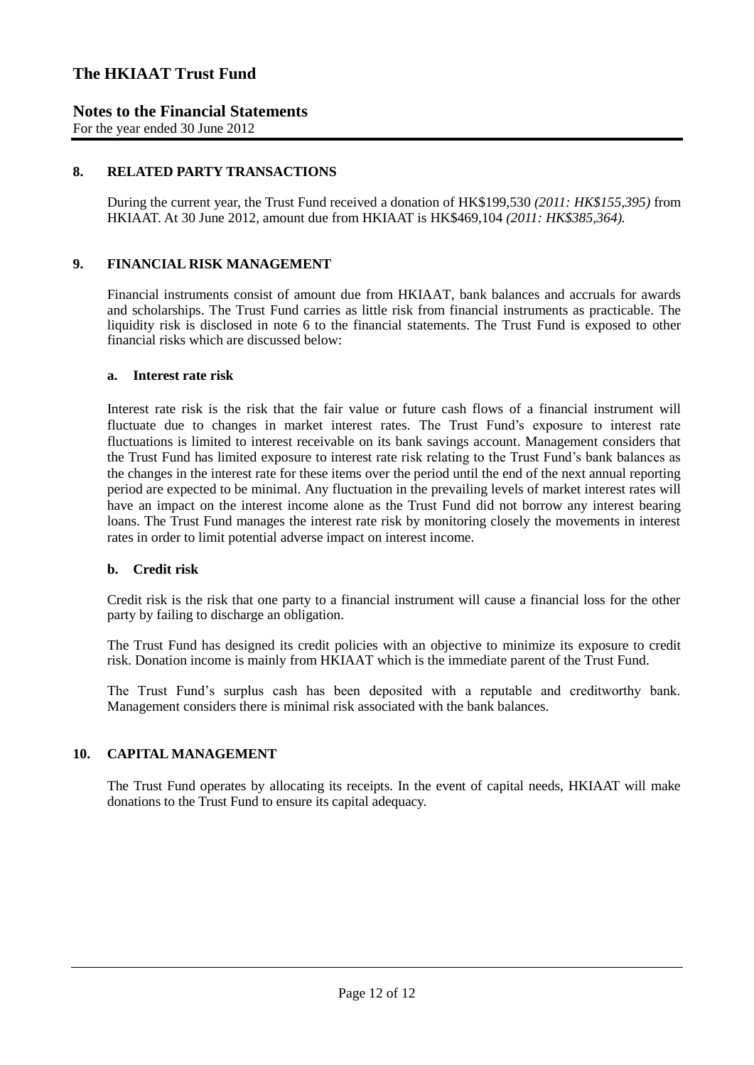**Notes to the Financial Statements**
For the year ended 30 June 2012

## 8. RELATED PARTY TRANSACTIONS

During the current year, the Trust Fund received a donation of HK$199,530 *(2011: HK$155,395)* from HKIAAT. At 30 June 2012, amount due from HKIAAT is HK$469,104 *(2011: HK$385,364).*

## 9. FINANCIAL RISK MANAGEMENT

Financial instruments consist of amount due from HKIAAT, bank balances and accruals for awards and scholarships. The Trust Fund carries as little risk from financial instruments as practicable. The liquidity risk is disclosed in note 6 to the financial statements. The Trust Fund is exposed to other financial risks which are discussed below:

### a. Interest rate risk

Interest rate risk is the risk that the fair value or future cash flows of a financial instrument will fluctuate due to changes in market interest rates. The Trust Fund's exposure to interest rate fluctuations is limited to interest receivable on its bank savings account. Management considers that the Trust Fund has limited exposure to interest rate risk relating to the Trust Fund's bank balances as the changes in the interest rate for these items over the period until the end of the next annual reporting period are expected to be minimal. Any fluctuation in the prevailing levels of market interest rates will have an impact on the interest income alone as the Trust Fund did not borrow any interest bearing loans. The Trust Fund manages the interest rate risk by monitoring closely the movements in interest rates in order to limit potential adverse impact on interest income.

### b. Credit risk

Credit risk is the risk that one party to a financial instrument will cause a financial loss for the other party by failing to discharge an obligation.

The Trust Fund has designed its credit policies with an objective to minimize its exposure to credit risk. Donation income is mainly from HKIAAT which is the immediate parent of the Trust Fund.

The Trust Fund's surplus cash has been deposited with a reputable and creditworthy bank. Management considers there is minimal risk associated with the bank balances.

## 10. CAPITAL MANAGEMENT

The Trust Fund operates by allocating its receipts. In the event of capital needs, HKIAAT will make donations to the Trust Fund to ensure its capital adequacy.